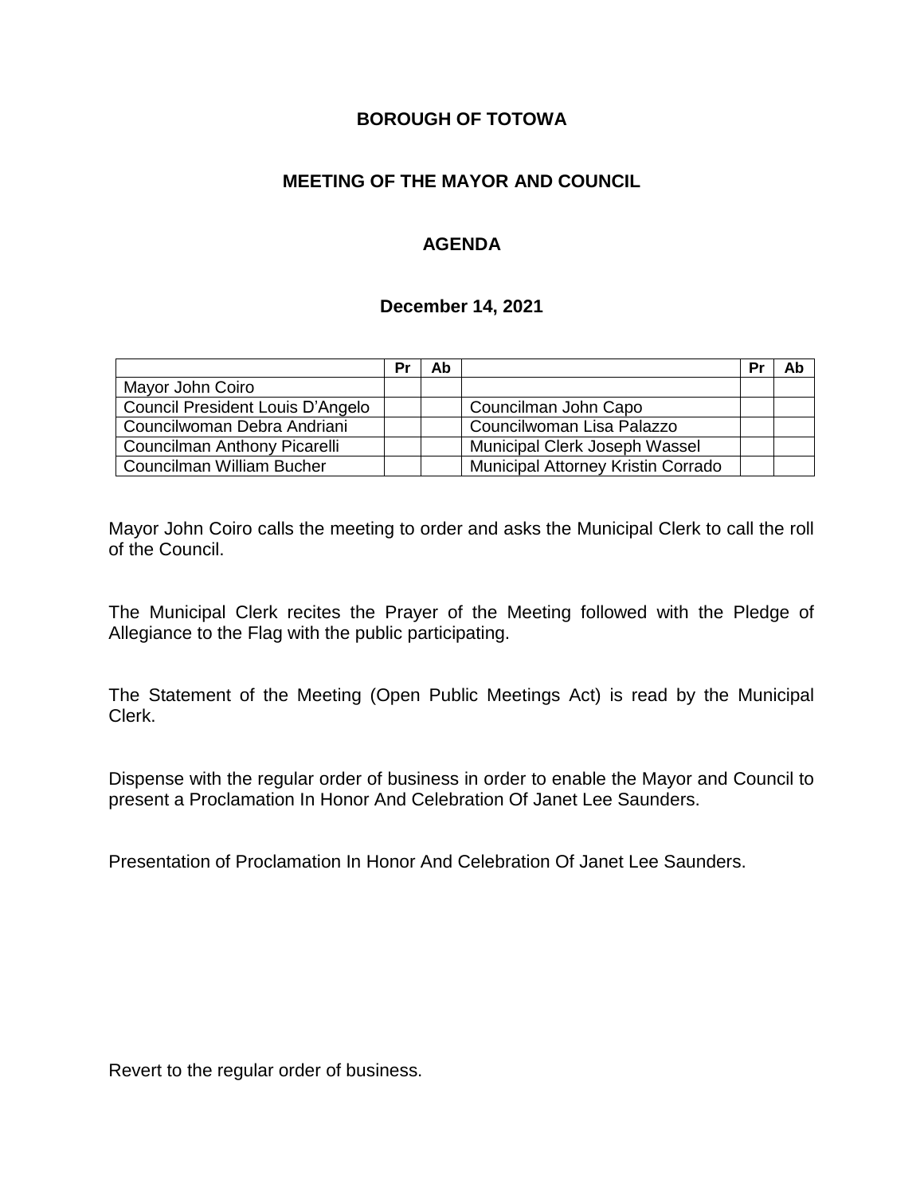# BOROUGH OF TOTOWA

## MEETING OF THE MAYOR AND COUNCIL

## AGENDA

### December 14, 2021

| | Pr | Ab | | Pr | Ab |
|---|---|---|---|---|---|
| Mayor John Coiro | | | | | |
| Council President Louis D'Angelo | | | Councilman John Capo | | |
| Councilwoman Debra Andriani | | | Councilwoman Lisa Palazzo | | |
| Councilman Anthony Picarelli | | | Municipal Clerk Joseph Wassel | | |
| Councilman William Bucher | | | Municipal Attorney Kristin Corrado | | |

Mayor John Coiro calls the meeting to order and asks the Municipal Clerk to call the roll of the Council.

The Municipal Clerk recites the Prayer of the Meeting followed with the Pledge of Allegiance to the Flag with the public participating.

The Statement of the Meeting (Open Public Meetings Act) is read by the Municipal Clerk.

Dispense with the regular order of business in order to enable the Mayor and Council to present a Proclamation In Honor And Celebration Of Janet Lee Saunders.

Presentation of Proclamation In Honor And Celebration Of Janet Lee Saunders.

Revert to the regular order of business.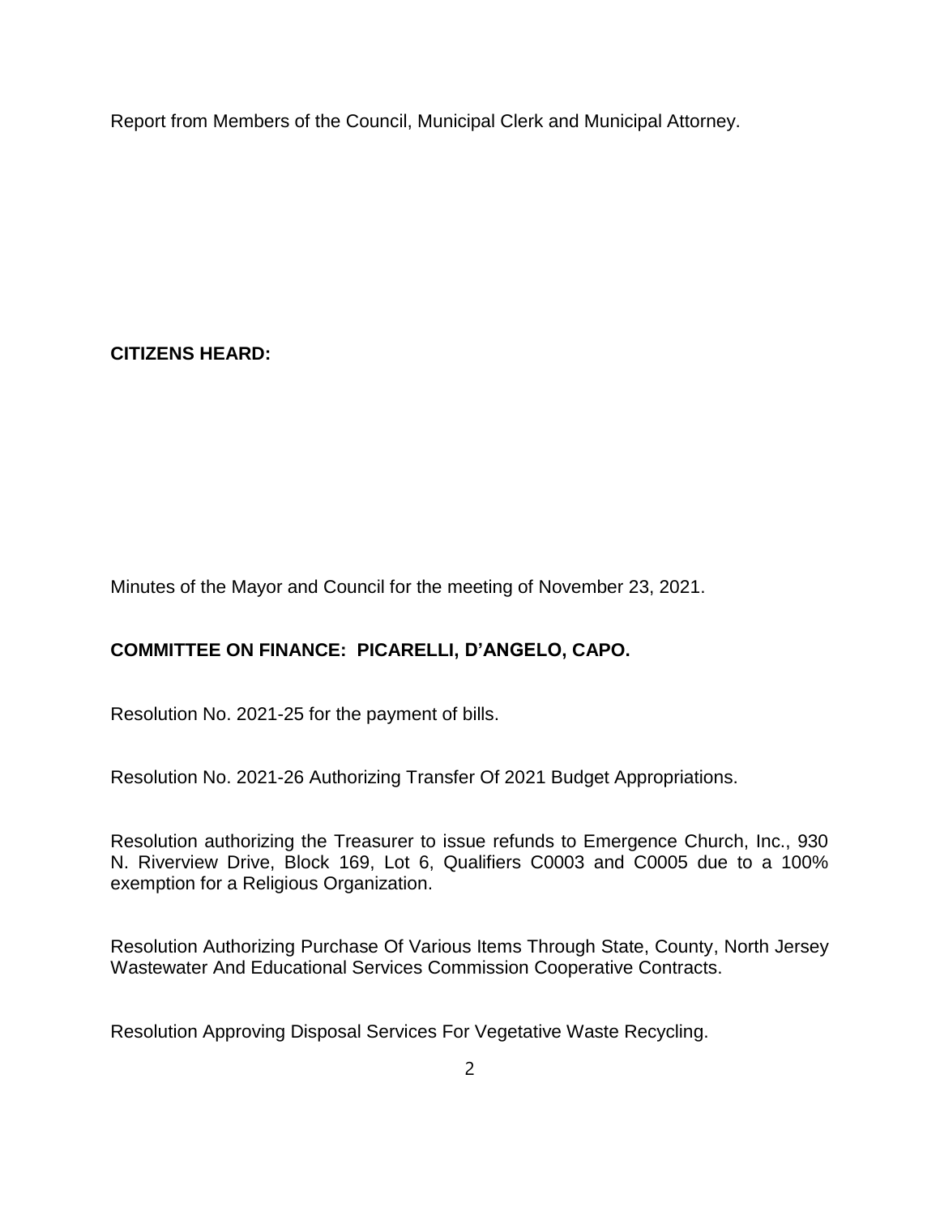Report from Members of the Council, Municipal Clerk and Municipal Attorney.

**CITIZENS HEARD:**

Minutes of the Mayor and Council for the meeting of November 23, 2021.

**COMMITTEE ON FINANCE: PICARELLI, D'ANGELO, CAPO.**

Resolution No. 2021-25 for the payment of bills.

Resolution No. 2021-26 Authorizing Transfer Of 2021 Budget Appropriations.

Resolution authorizing the Treasurer to issue refunds to Emergence Church, Inc., 930 N. Riverview Drive, Block 169, Lot 6, Qualifiers C0003 and C0005 due to a 100% exemption for a Religious Organization.

Resolution Authorizing Purchase Of Various Items Through State, County, North Jersey Wastewater And Educational Services Commission Cooperative Contracts.

Resolution Approving Disposal Services For Vegetative Waste Recycling.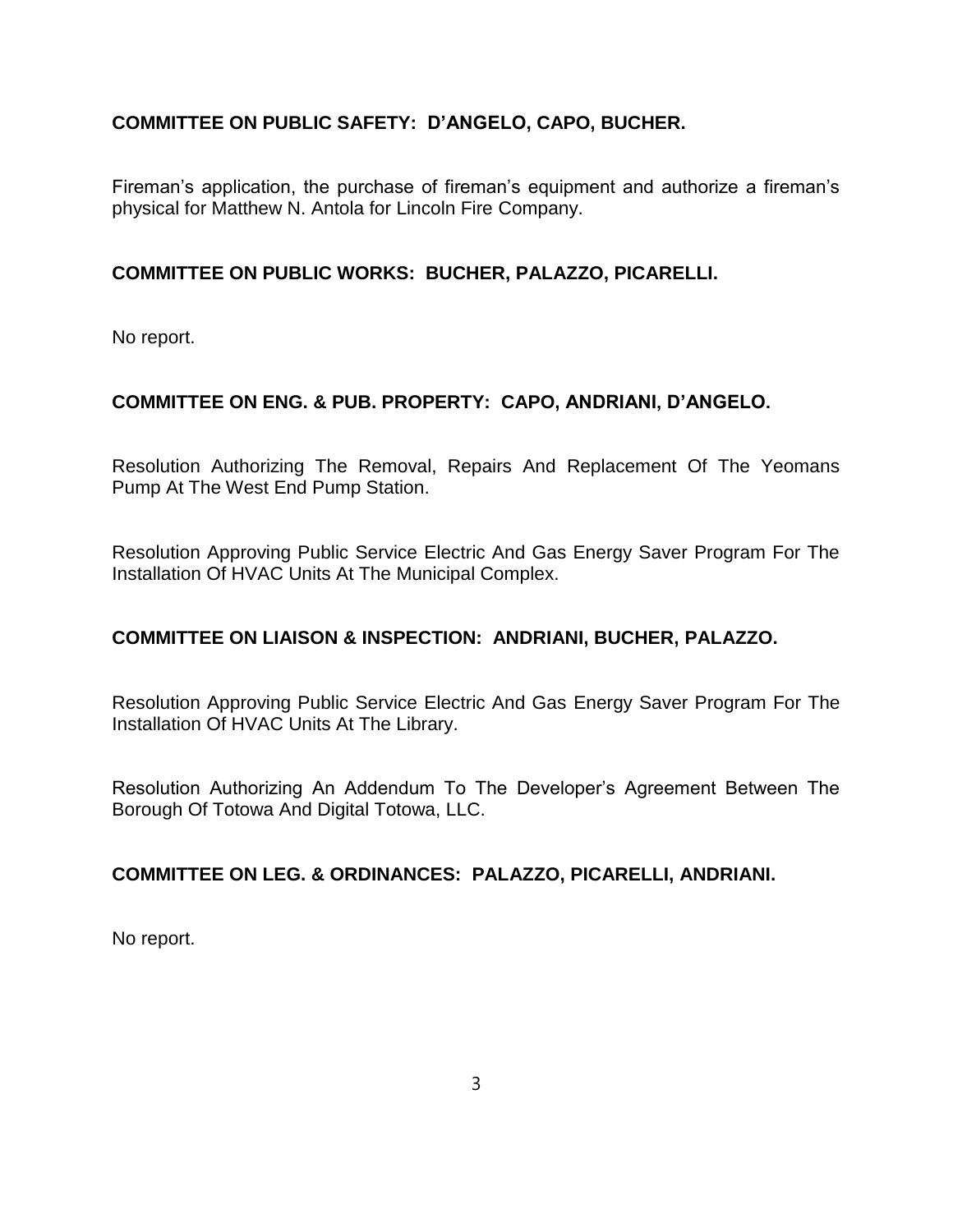**COMMITTEE ON PUBLIC SAFETY: D'ANGELO, CAPO, BUCHER.**

Fireman's application, the purchase of fireman's equipment and authorize a fireman's physical for Matthew N. Antola for Lincoln Fire Company.

**COMMITTEE ON PUBLIC WORKS: BUCHER, PALAZZO, PICARELLI.**

No report.

**COMMITTEE ON ENG. & PUB. PROPERTY: CAPO, ANDRIANI, D'ANGELO.**

Resolution Authorizing The Removal, Repairs And Replacement Of The Yeomans Pump At The West End Pump Station.

Resolution Approving Public Service Electric And Gas Energy Saver Program For The Installation Of HVAC Units At The Municipal Complex.

**COMMITTEE ON LIAISON & INSPECTION: ANDRIANI, BUCHER, PALAZZO.**

Resolution Approving Public Service Electric And Gas Energy Saver Program For The Installation Of HVAC Units At The Library.

Resolution Authorizing An Addendum To The Developer's Agreement Between The Borough Of Totowa And Digital Totowa, LLC.

**COMMITTEE ON LEG. & ORDINANCES: PALAZZO, PICARELLI, ANDRIANI.**

No report.